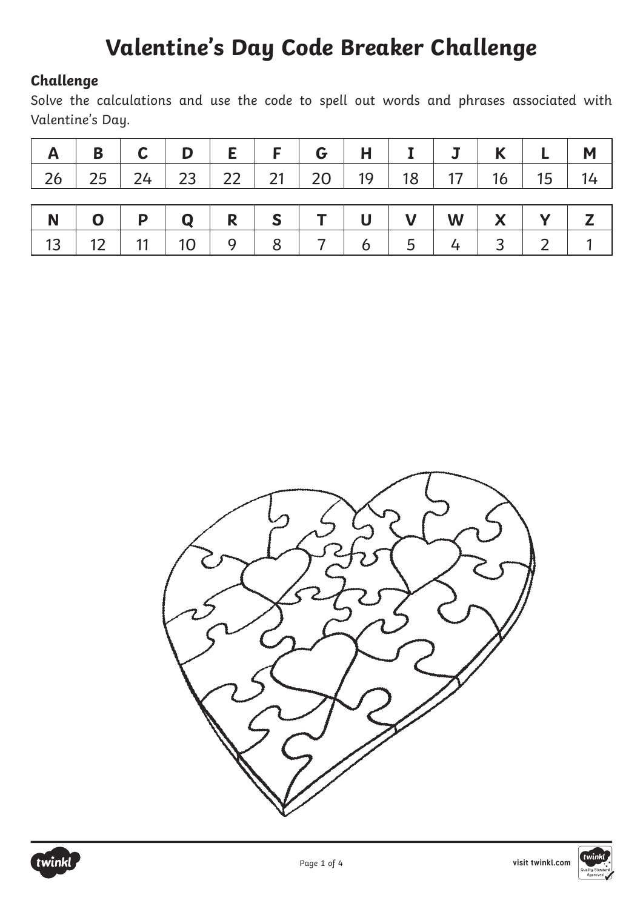# Valentine's Day Code Breaker Challenge

### Challenge

Solve the calculations and use the code to spell out words and phrases associated with Valentine's Day.

| A | B | C | D | E | F | G | H | I | J | K | L | M |
|---|---|---|---|---|---|---|---|---|---|---|---|---|
| 26 | 25 | 24 | 23 | 22 | 21 | 20 | 19 | 18 | 17 | 16 | 15 | 14 |

| N | O | P | Q | R | S | T | U | V | W | X | Y | Z |
|---|---|---|---|---|---|---|---|---|---|---|---|---|
| 13 | 12 | 11 | 10 | 9 | 8 | 7 | 6 | 5 | 4 | 3 | 2 | 1 |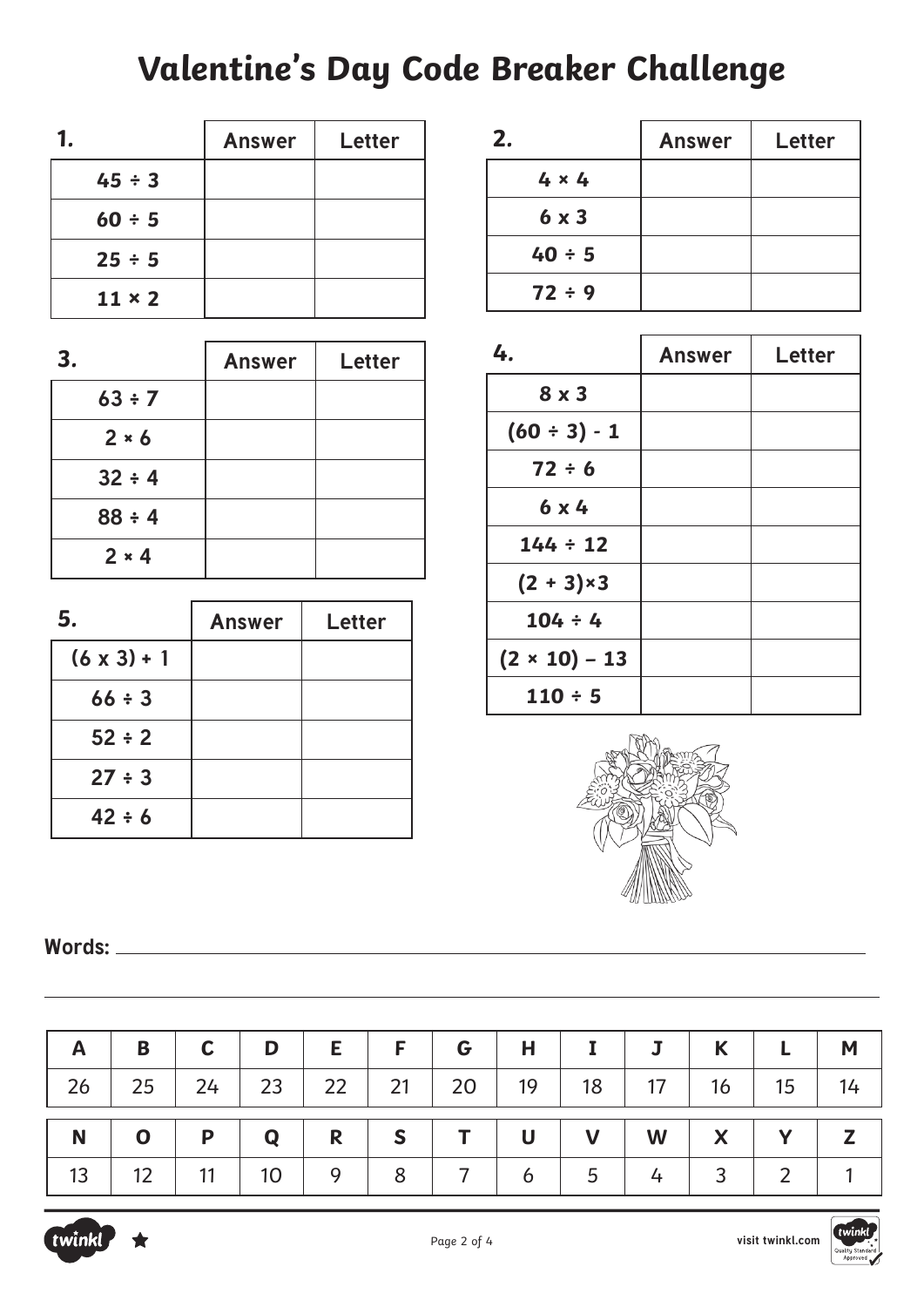# Valentine's Day Code Breaker Challenge

| 1. | Answer | Letter |
|---|---|---|
| 45 ÷ 3 | | |
| 60 ÷ 5 | | |
| 25 ÷ 5 | | |
| 11 × 2 | | |

| 2. | Answer | Letter |
|---|---|---|
| 4 × 4 | | |
| 6 x 3 | | |
| 40 ÷ 5 | | |
| 72 ÷ 9 | | |

| 3. | Answer | Letter |
|---|---|---|
| 63 ÷ 7 | | |
| 2 × 6 | | |
| 32 ÷ 4 | | |
| 88 ÷ 4 | | |
| 2 × 4 | | |

| 4. | Answer | Letter |
|---|---|---|
| 8 x 3 | | |
| (60 ÷ 3) - 1 | | |
| 72 ÷ 6 | | |
| 6 x 4 | | |
| 144 ÷ 12 | | |
| (2 + 3)×3 | | |
| 104 ÷ 4 | | |
| (2 × 10) – 13 | | |
| 110 ÷ 5 | | |

| 5. | Answer | Letter |
|---|---|---|
| (6 x 3) + 1 | | |
| 66 ÷ 3 | | |
| 52 ÷ 2 | | |
| 27 ÷ 3 | | |
| 42 ÷ 6 | | |

**Words:** ______________________________

| A | B | C | D | E | F | G | H | I | J | K | L | M |
|---|---|---|---|---|---|---|---|---|---|---|---|---|
| 26 | 25 | 24 | 23 | 22 | 21 | 20 | 19 | 18 | 17 | 16 | 15 | 14 |

| N | O | P | Q | R | S | T | U | V | W | X | Y | Z |
|---|---|---|---|---|---|---|---|---|---|---|---|---|
| 13 | 12 | 11 | 10 | 9 | 8 | 7 | 6 | 5 | 4 | 3 | 2 | 1 |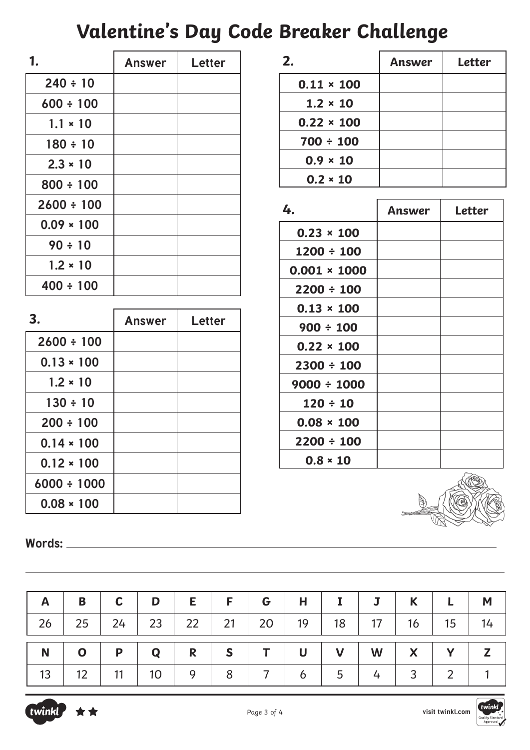# Valentine's Day Code Breaker Challenge

| 1. | Answer | Letter |
|---|---|---|
| 240 ÷ 10 | | |
| 600 ÷ 100 | | |
| 1.1 × 10 | | |
| 180 ÷ 10 | | |
| 2.3 × 10 | | |
| 800 ÷ 100 | | |
| 2600 ÷ 100 | | |
| 0.09 × 100 | | |
| 90 ÷ 10 | | |
| 1.2 × 10 | | |
| 400 ÷ 100 | | |

| 2. | Answer | Letter |
|---|---|---|
| 0.11 × 100 | | |
| 1.2 × 10 | | |
| 0.22 × 100 | | |
| 700 ÷ 100 | | |
| 0.9 × 10 | | |
| 0.2 × 10 | | |

| 3. | Answer | Letter |
|---|---|---|
| 2600 ÷ 100 | | |
| 0.13 × 100 | | |
| 1.2 × 10 | | |
| 130 ÷ 10 | | |
| 200 ÷ 100 | | |
| 0.14 × 100 | | |
| 0.12 × 100 | | |
| 6000 ÷ 1000 | | |
| 0.08 × 100 | | |

| 4. | Answer | Letter |
|---|---|---|
| 0.23 × 100 | | |
| 1200 ÷ 100 | | |
| 0.001 × 1000 | | |
| 2200 ÷ 100 | | |
| 0.13 × 100 | | |
| 900 ÷ 100 | | |
| 0.22 × 100 | | |
| 2300 ÷ 100 | | |
| 9000 ÷ 1000 | | |
| 120 ÷ 10 | | |
| 0.08 × 100 | | |
| 2200 ÷ 100 | | |
| 0.8 × 10 | | |

**Words:** ______________________________________________

| A | B | C | D | E | F | G | H | I | J | K | L | M |
|---|---|---|---|---|---|---|---|---|---|---|---|---|
| 26 | 25 | 24 | 23 | 22 | 21 | 20 | 19 | 18 | 17 | 16 | 15 | 14 |

| N | O | P | Q | R | S | T | U | V | W | X | Y | Z |
|---|---|---|---|---|---|---|---|---|---|---|---|---|
| 13 | 12 | 11 | 10 | 9 | 8 | 7 | 6 | 5 | 4 | 3 | 2 | 1 |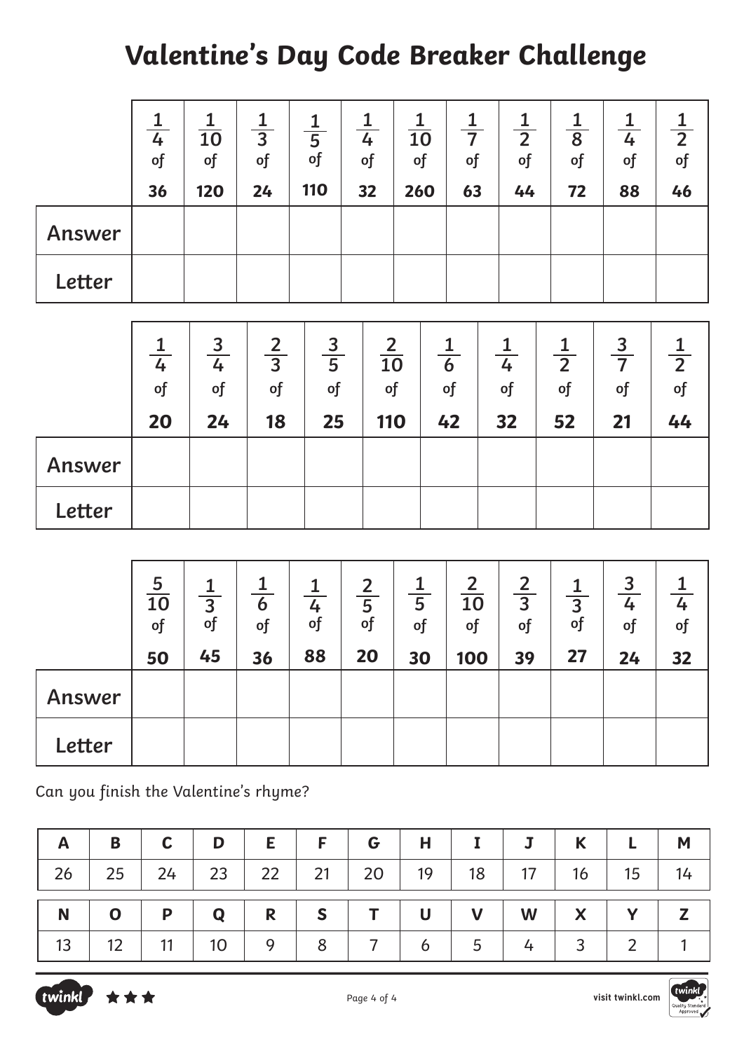# Valentine's Day Code Breaker Challenge

| | $\frac{1}{4}$ of 36 | $\frac{1}{10}$ of 120 | $\frac{1}{3}$ of 24 | $\frac{1}{5}$ of 110 | $\frac{1}{4}$ of 32 | $\frac{1}{10}$ of 260 | $\frac{1}{7}$ of 63 | $\frac{1}{2}$ of 44 | $\frac{1}{8}$ of 72 | $\frac{1}{4}$ of 88 | $\frac{1}{2}$ of 46 |
|---|---|---|---|---|---|---|---|---|---|---|---|
| **Answer** | | | | | | | | | | | |
| **Letter** | | | | | | | | | | | |

| | $\frac{1}{4}$ of 20 | $\frac{3}{4}$ of 24 | $\frac{2}{3}$ of 18 | $\frac{3}{5}$ of 25 | $\frac{2}{10}$ of 110 | $\frac{1}{6}$ of 42 | $\frac{1}{4}$ of 32 | $\frac{1}{2}$ of 52 | $\frac{3}{7}$ of 21 | $\frac{1}{2}$ of 44 |
|---|---|---|---|---|---|---|---|---|---|---|
| **Answer** | | | | | | | | | | |
| **Letter** | | | | | | | | | | |

| | $\frac{5}{10}$ of 50 | $\frac{1}{3}$ of 45 | $\frac{1}{6}$ of 36 | $\frac{1}{4}$ of 88 | $\frac{2}{5}$ of 20 | $\frac{1}{5}$ of 30 | $\frac{2}{10}$ of 100 | $\frac{2}{3}$ of 39 | $\frac{1}{3}$ of 27 | $\frac{3}{4}$ of 24 | $\frac{1}{4}$ of 32 |
|---|---|---|---|---|---|---|---|---|---|---|---|
| **Answer** | | | | | | | | | | | |
| **Letter** | | | | | | | | | | | |

Can you finish the Valentine's rhyme?

| A | B | C | D | E | F | G | H | I | J | K | L | M |
|---|---|---|---|---|---|---|---|---|---|---|---|---|
| 26 | 25 | 24 | 23 | 22 | 21 | 20 | 19 | 18 | 17 | 16 | 15 | 14 |

| N | O | P | Q | R | S | T | U | V | W | X | Y | Z |
|---|---|---|---|---|---|---|---|---|---|---|---|---|
| 13 | 12 | 11 | 10 | 9 | 8 | 7 | 6 | 5 | 4 | 3 | 2 | 1 |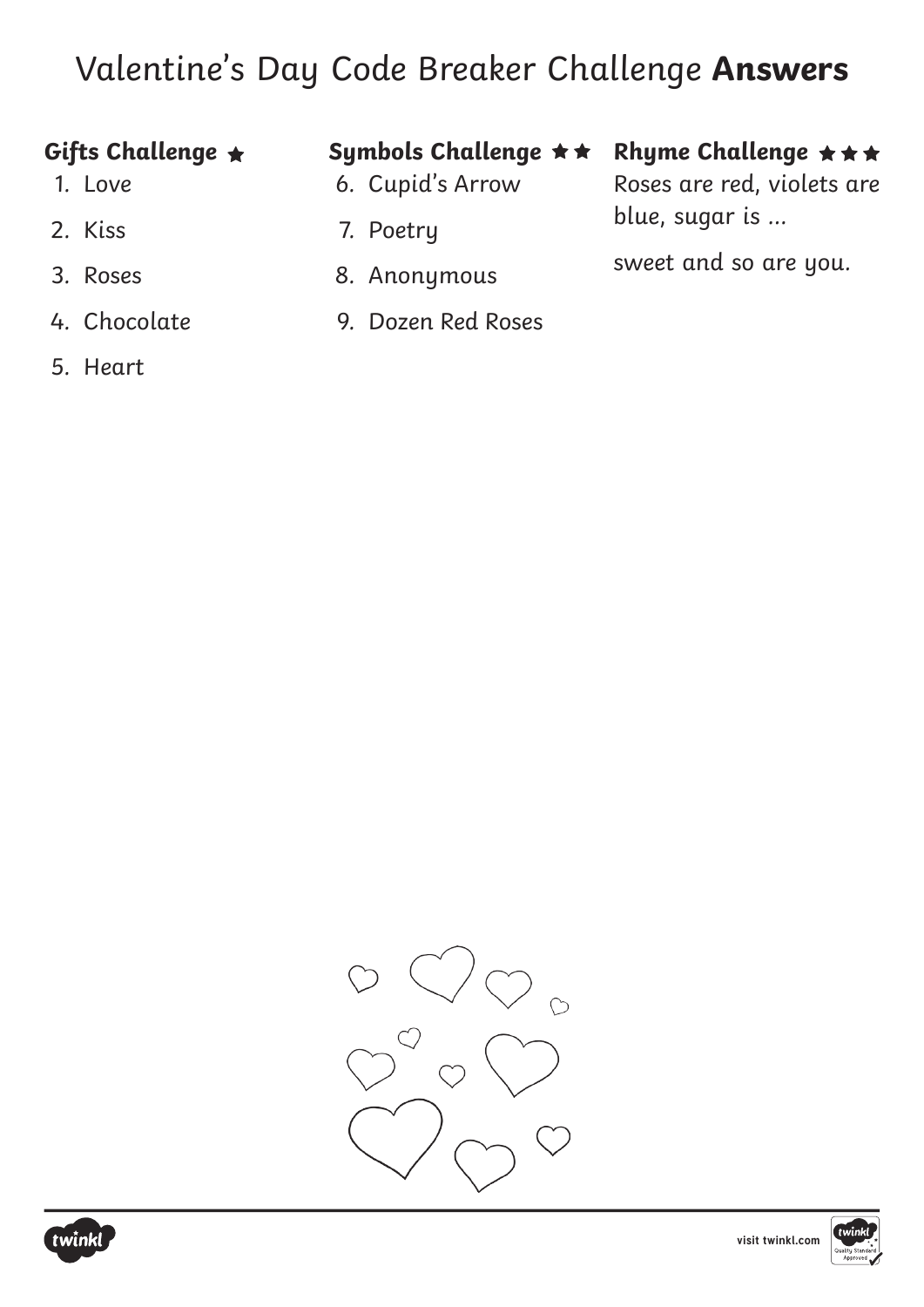# Valentine's Day Code Breaker Challenge **Answers**

### Gifts Challenge ★

1. Love
2. Kiss
3. Roses
4. Chocolate
5. Heart

### Symbols Challenge ★★

6. Cupid's Arrow
7. Poetry
8. Anonymous
9. Dozen Red Roses

### Rhyme Challenge ★★★

Roses are red, violets are blue, sugar is ...

sweet and so are you.